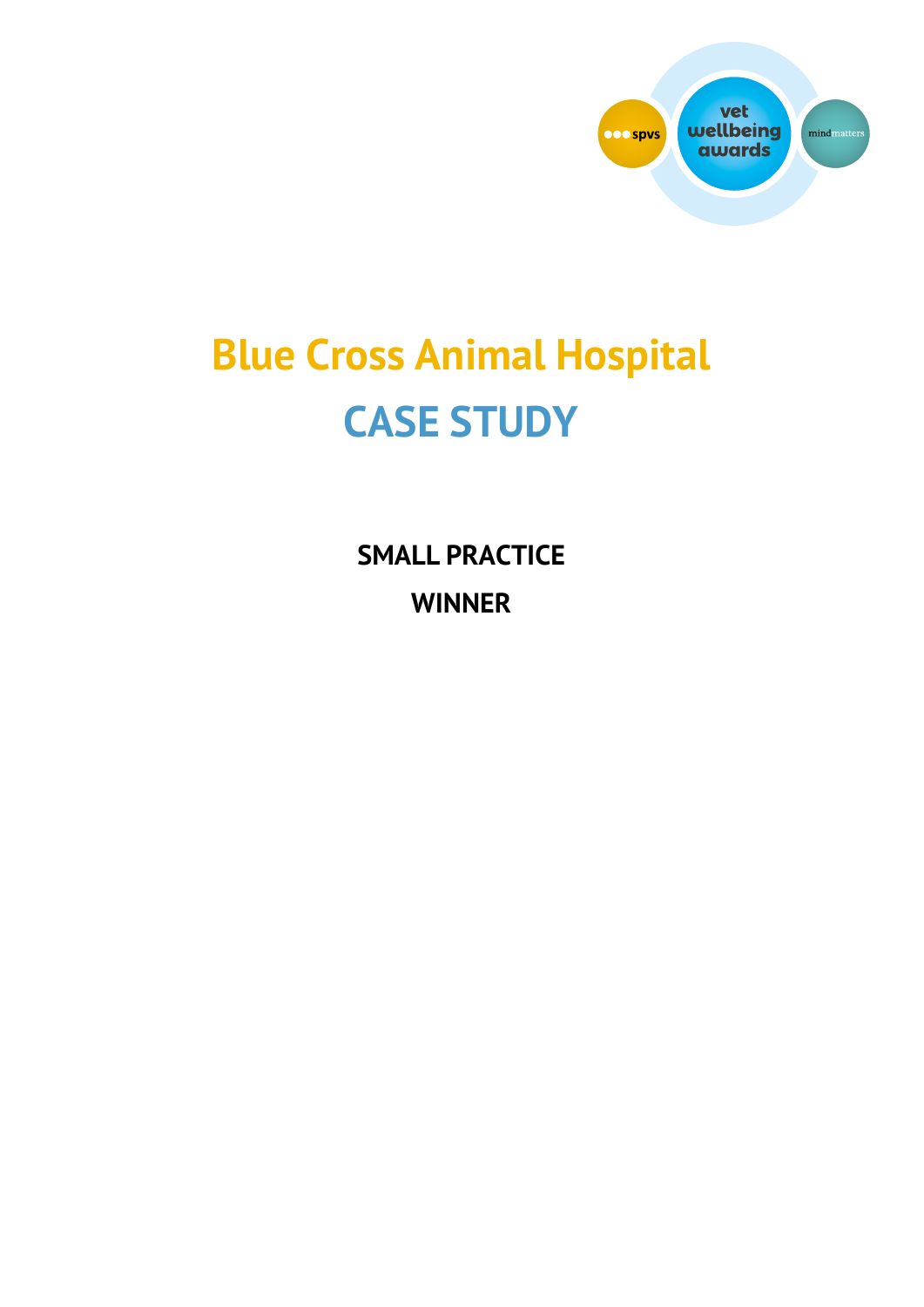# Blue Cross Animal Hospital

## CASE STUDY

**SMALL PRACTICE**

**WINNER**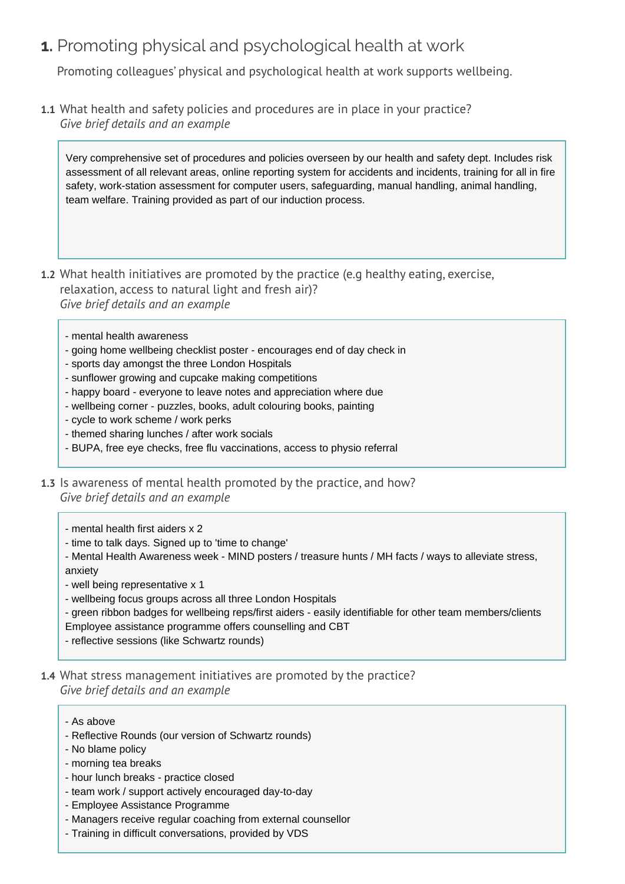## **1.** Promoting physical and psychological health at work

Promoting colleagues' physical and psychological health at work supports wellbeing.

**1.1** What health and safety policies and procedures are in place in your practice?
*Give brief details and an example*

Very comprehensive set of procedures and policies overseen by our health and safety dept. Includes risk assessment of all relevant areas, online reporting system for accidents and incidents, training for all in fire safety, work-station assessment for computer users, safeguarding, manual handling, animal handling, team welfare. Training provided as part of our induction process.

**1.2** What health initiatives are promoted by the practice (e.g healthy eating, exercise, relaxation, access to natural light and fresh air)?
*Give brief details and an example*

- mental health awareness
- going home wellbeing checklist poster - encourages end of day check in
- sports day amongst the three London Hospitals
- sunflower growing and cupcake making competitions
- happy board - everyone to leave notes and appreciation where due
- wellbeing corner - puzzles, books, adult colouring books, painting
- cycle to work scheme / work perks
- themed sharing lunches / after work socials
- BUPA, free eye checks, free flu vaccinations, access to physio referral

**1.3** Is awareness of mental health promoted by the practice, and how?
*Give brief details and an example*

- mental health first aiders x 2
- time to talk days. Signed up to 'time to change'
- Mental Health Awareness week - MIND posters / treasure hunts / MH facts / ways to alleviate stress, anxiety
- well being representative x 1
- wellbeing focus groups across all three London Hospitals
- green ribbon badges for wellbeing reps/first aiders - easily identifiable for other team members/clients

Employee assistance programme offers counselling and CBT
- reflective sessions (like Schwartz rounds)

**1.4** What stress management initiatives are promoted by the practice?
*Give brief details and an example*

- As above
- Reflective Rounds (our version of Schwartz rounds)
- No blame policy
- morning tea breaks
- hour lunch breaks - practice closed
- team work / support actively encouraged day-to-day
- Employee Assistance Programme
- Managers receive regular coaching from external counsellor
- Training in difficult conversations, provided by VDS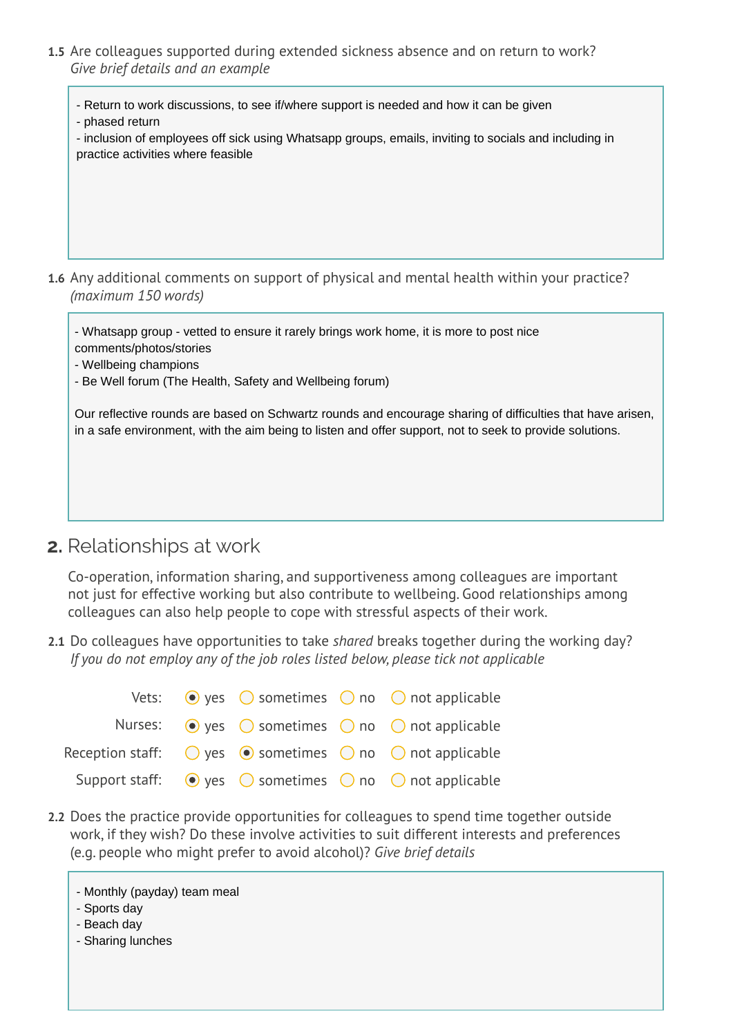**1.5** Are colleagues supported during extended sickness absence and on return to work?
*Give brief details and an example*

- Return to work discussions, to see if/where support is needed and how it can be given
- phased return
- inclusion of employees off sick using Whatsapp groups, emails, inviting to socials and including in practice activities where feasible

**1.6** Any additional comments on support of physical and mental health within your practice?
*(maximum 150 words)*

- Whatsapp group - vetted to ensure it rarely brings work home, it is more to post nice comments/photos/stories
- Wellbeing champions
- Be Well forum (The Health, Safety and Wellbeing forum)

Our reflective rounds are based on Schwartz rounds and encourage sharing of difficulties that have arisen, in a safe environment, with the aim being to listen and offer support, not to seek to provide solutions.

## 2. Relationships at work

Co-operation, information sharing, and supportiveness among colleagues are important not just for effective working but also contribute to wellbeing. Good relationships among colleagues can also help people to cope with stressful aspects of their work.

**2.1** Do colleagues have opportunities to take *shared* breaks together during the working day?
*If you do not employ any of the job roles listed below, please tick not applicable*

| | yes | sometimes | no | not applicable |
|---|---|---|---|---|
| Vets: | ◉ | ○ | ○ | ○ |
| Nurses: | ◉ | ○ | ○ | ○ |
| Reception staff: | ○ | ◉ | ○ | ○ |
| Support staff: | ◉ | ○ | ○ | ○ |

**2.2** Does the practice provide opportunities for colleagues to spend time together outside work, if they wish? Do these involve activities to suit different interests and preferences (e.g. people who might prefer to avoid alcohol)? *Give brief details*

- Monthly (payday) team meal
- Sports day
- Beach day
- Sharing lunches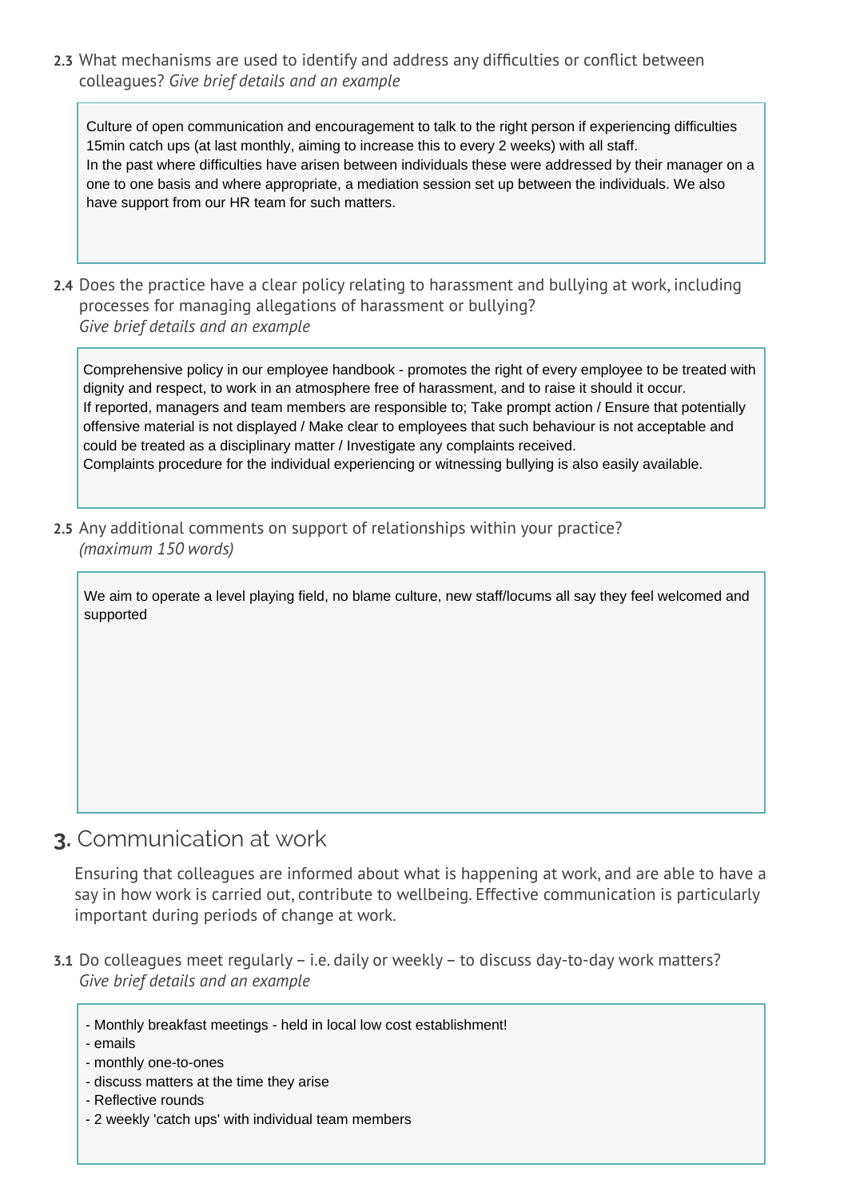**2.3** What mechanisms are used to identify and address any difficulties or conflict between colleagues? *Give brief details and an example*

> Culture of open communication and encouragement to talk to the right person if experiencing difficulties
> 15min catch ups (at last monthly, aiming to increase this to every 2 weeks) with all staff.
> In the past where difficulties have arisen between individuals these were addressed by their manager on a one to one basis and where appropriate, a mediation session set up between the individuals. We also have support from our HR team for such matters.

**2.4** Does the practice have a clear policy relating to harassment and bullying at work, including processes for managing allegations of harassment or bullying? *Give brief details and an example*

> Comprehensive policy in our employee handbook - promotes the right of every employee to be treated with dignity and respect, to work in an atmosphere free of harassment, and to raise it should it occur.
> If reported, managers and team members are responsible to; Take prompt action / Ensure that potentially offensive material is not displayed / Make clear to employees that such behaviour is not acceptable and could be treated as a disciplinary matter / Investigate any complaints received.
> Complaints procedure for the individual experiencing or witnessing bullying is also easily available.

**2.5** Any additional comments on support of relationships within your practice? *(maximum 150 words)*

> We aim to operate a level playing field, no blame culture, new staff/locums all say they feel welcomed and supported

## 3. Communication at work

Ensuring that colleagues are informed about what is happening at work, and are able to have a say in how work is carried out, contribute to wellbeing. Effective communication is particularly important during periods of change at work.

**3.1** Do colleagues meet regularly – i.e. daily or weekly – to discuss day-to-day work matters? *Give brief details and an example*

> - Monthly breakfast meetings - held in local low cost establishment!
> - emails
> - monthly one-to-ones
> - discuss matters at the time they arise
> - Reflective rounds
> - 2 weekly 'catch ups' with individual team members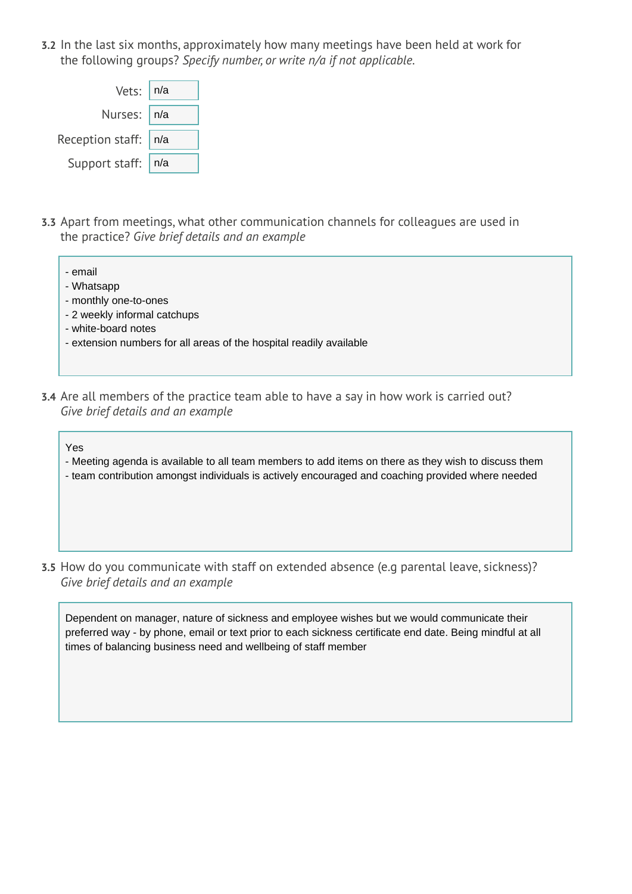**3.2** In the last six months, approximately how many meetings have been held at work for the following groups? *Specify number, or write n/a if not applicable.*

| Group | Number |
| --- | --- |
| Vets: | n/a |
| Nurses: | n/a |
| Reception staff: | n/a |
| Support staff: | n/a |

**3.3** Apart from meetings, what other communication channels for colleagues are used in the practice? *Give brief details and an example*

- email
- Whatsapp
- monthly one-to-ones
- 2 weekly informal catchups
- white-board notes
- extension numbers for all areas of the hospital readily available

**3.4** Are all members of the practice team able to have a say in how work is carried out? *Give brief details and an example*

Yes
- Meeting agenda is available to all team members to add items on there as they wish to discuss them
- team contribution amongst individuals is actively encouraged and coaching provided where needed

**3.5** How do you communicate with staff on extended absence (e.g parental leave, sickness)? *Give brief details and an example*

Dependent on manager, nature of sickness and employee wishes but we would communicate their preferred way - by phone, email or text prior to each sickness certificate end date. Being mindful at all times of balancing business need and wellbeing of staff member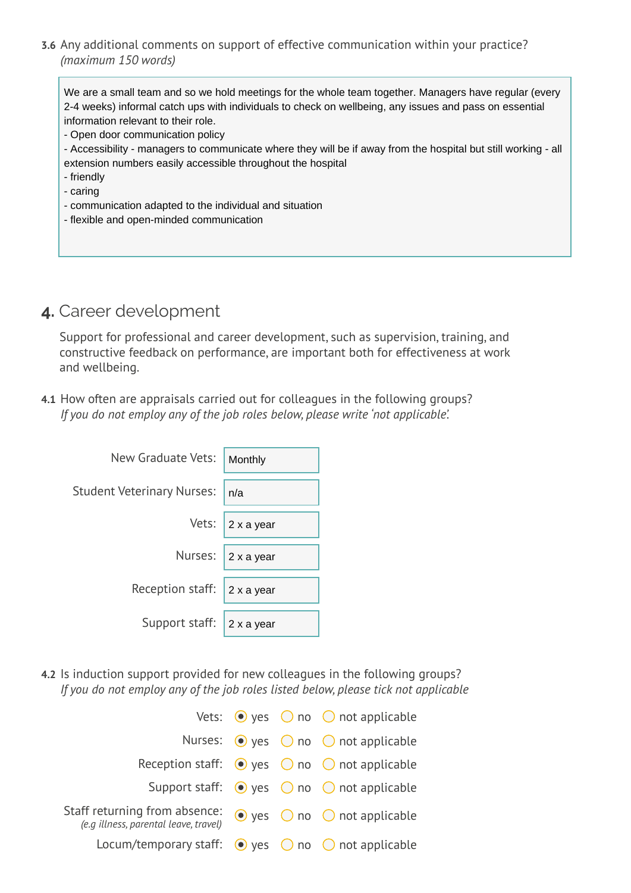**3.6** Any additional comments on support of effective communication within your practice? *(maximum 150 words)*

> We are a small team and so we hold meetings for the whole team together. Managers have regular (every 2-4 weeks) informal catch ups with individuals to check on wellbeing, any issues and pass on essential information relevant to their role.
> - Open door communication policy
> - Accessibility - managers to communicate where they will be if away from the hospital but still working - all extension numbers easily accessible throughout the hospital
> - friendly
> - caring
> - communication adapted to the individual and situation
> - flexible and open-minded communication

## 4. Career development

Support for professional and career development, such as supervision, training, and constructive feedback on performance, are important both for effectiveness at work and wellbeing.

**4.1** How often are appraisals carried out for colleagues in the following groups?
*If you do not employ any of the job roles below, please write 'not applicable'.*

| Role | Frequency |
|---|---|
| New Graduate Vets: | Monthly |
| Student Veterinary Nurses: | n/a |
| Vets: | 2 x a year |
| Nurses: | 2 x a year |
| Reception staff: | 2 x a year |
| Support staff: | 2 x a year |

**4.2** Is induction support provided for new colleagues in the following groups?
*If you do not employ any of the job roles listed below, please tick not applicable*

| Role | yes | no | not applicable |
|---|---|---|---|
| Vets: | ● | ○ | ○ |
| Nurses: | ● | ○ | ○ |
| Reception staff: | ● | ○ | ○ |
| Support staff: | ● | ○ | ○ |
| Staff returning from absence: *(e.g illness, parental leave, travel)* | ● | ○ | ○ |
| Locum/temporary staff: | ● | ○ | ○ |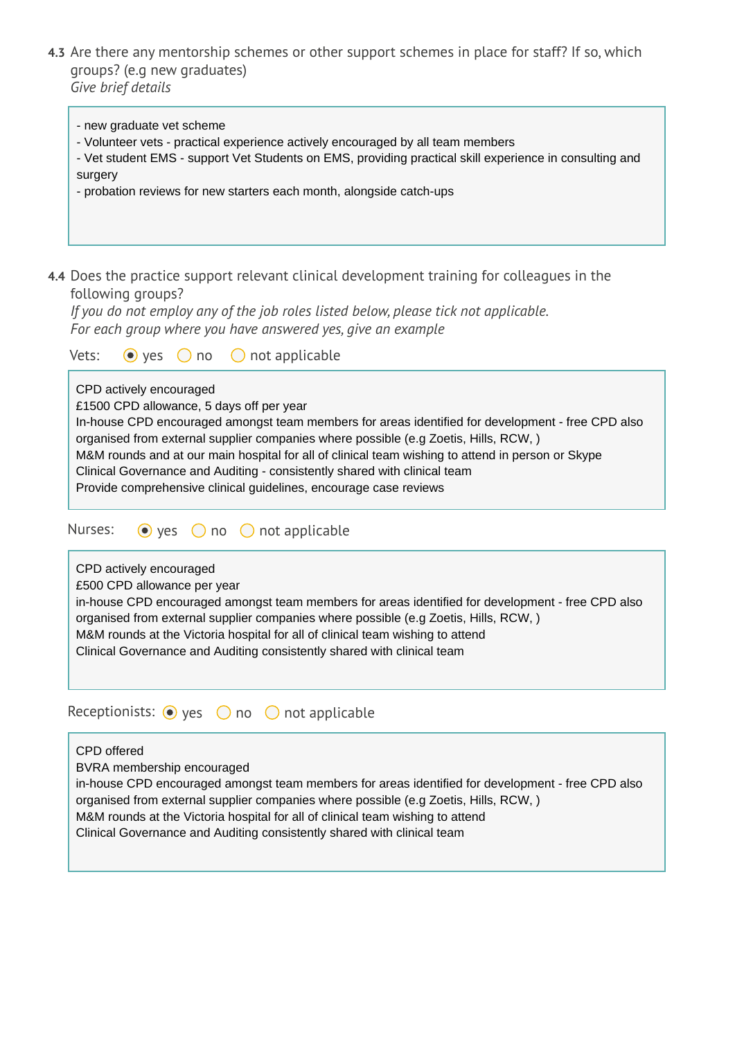**4.3** Are there any mentorship schemes or other support schemes in place for staff? If so, which groups? (e.g new graduates)
*Give brief details*

> - new graduate vet scheme
> - Volunteer vets - practical experience actively encouraged by all team members
> - Vet student EMS - support Vet Students on EMS, providing practical skill experience in consulting and surgery
> - probation reviews for new starters each month, alongside catch-ups

**4.4** Does the practice support relevant clinical development training for colleagues in the following groups?
*If you do not employ any of the job roles listed below, please tick not applicable.*
*For each group where you have answered yes, give an example*

Vets: (●) yes ( ) no ( ) not applicable

> CPD actively encouraged
> £1500 CPD allowance, 5 days off per year
> In-house CPD encouraged amongst team members for areas identified for development - free CPD also organised from external supplier companies where possible (e.g Zoetis, Hills, RCW, )
> M&M rounds and at our main hospital for all of clinical team wishing to attend in person or Skype
> Clinical Governance and Auditing - consistently shared with clinical team
> Provide comprehensive clinical guidelines, encourage case reviews

Nurses: (●) yes ( ) no ( ) not applicable

> CPD actively encouraged
> £500 CPD allowance per year
> in-house CPD encouraged amongst team members for areas identified for development - free CPD also organised from external supplier companies where possible (e.g Zoetis, Hills, RCW, )
> M&M rounds at the Victoria hospital for all of clinical team wishing to attend
> Clinical Governance and Auditing consistently shared with clinical team

Receptionists: (●) yes ( ) no ( ) not applicable

> CPD offered
> BVRA membership encouraged
> in-house CPD encouraged amongst team members for areas identified for development - free CPD also organised from external supplier companies where possible (e.g Zoetis, Hills, RCW, )
> M&M rounds at the Victoria hospital for all of clinical team wishing to attend
> Clinical Governance and Auditing consistently shared with clinical team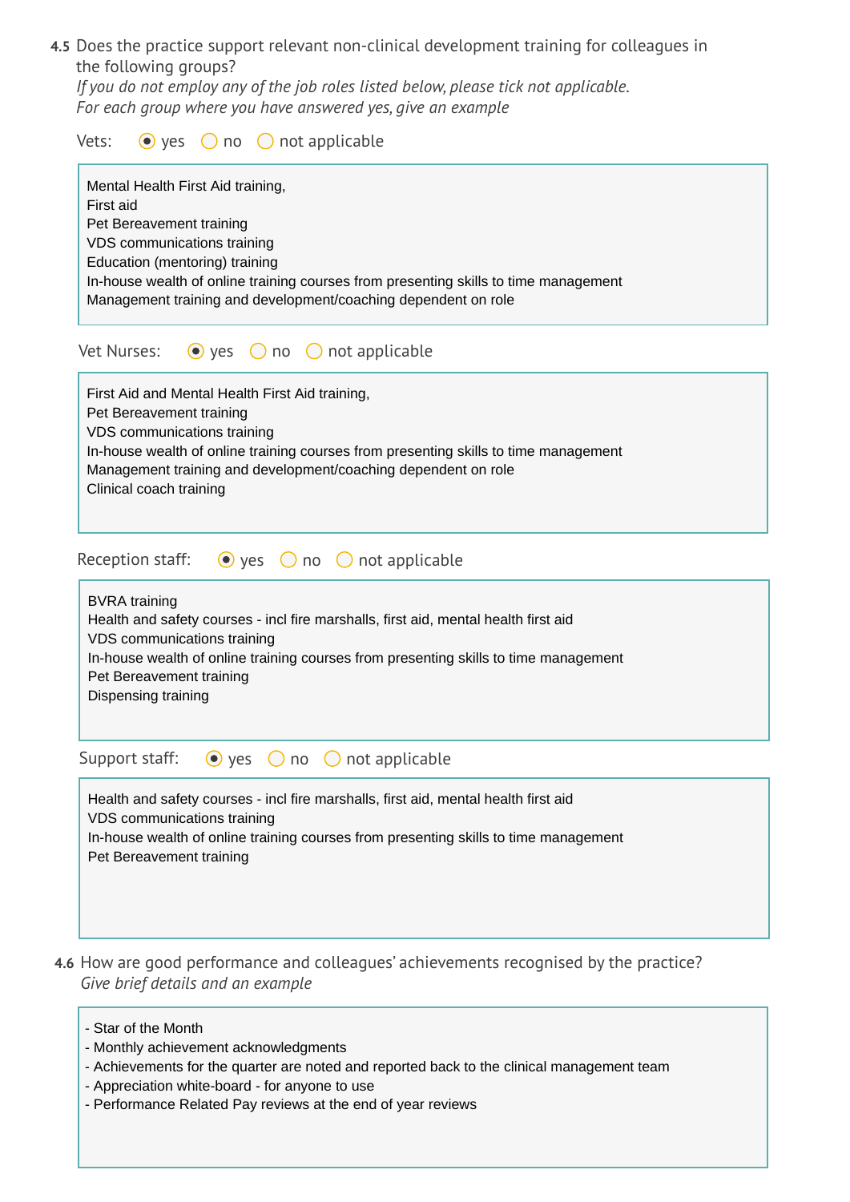**4.5** Does the practice support relevant non-clinical development training for colleagues in the following groups?
*If you do not employ any of the job roles listed below, please tick not applicable.*
*For each group where you have answered yes, give an example*

Vets: (●) yes ( ) no ( ) not applicable

Mental Health First Aid training,
First aid
Pet Bereavement training
VDS communications training
Education (mentoring) training
In-house wealth of online training courses from presenting skills to time management
Management training and development/coaching dependent on role

Vet Nurses: (●) yes ( ) no ( ) not applicable

First Aid and Mental Health First Aid training,
Pet Bereavement training
VDS communications training
In-house wealth of online training courses from presenting skills to time management
Management training and development/coaching dependent on role
Clinical coach training

Reception staff: (●) yes ( ) no ( ) not applicable

BVRA training
Health and safety courses - incl fire marshalls, first aid, mental health first aid
VDS communications training
In-house wealth of online training courses from presenting skills to time management
Pet Bereavement training
Dispensing training

Support staff: (●) yes ( ) no ( ) not applicable

Health and safety courses - incl fire marshalls, first aid, mental health first aid
VDS communications training
In-house wealth of online training courses from presenting skills to time management
Pet Bereavement training

**4.6** How are good performance and colleagues' achievements recognised by the practice?
*Give brief details and an example*

- Star of the Month
- Monthly achievement acknowledgments
- Achievements for the quarter are noted and reported back to the clinical management team
- Appreciation white-board - for anyone to use
- Performance Related Pay reviews at the end of year reviews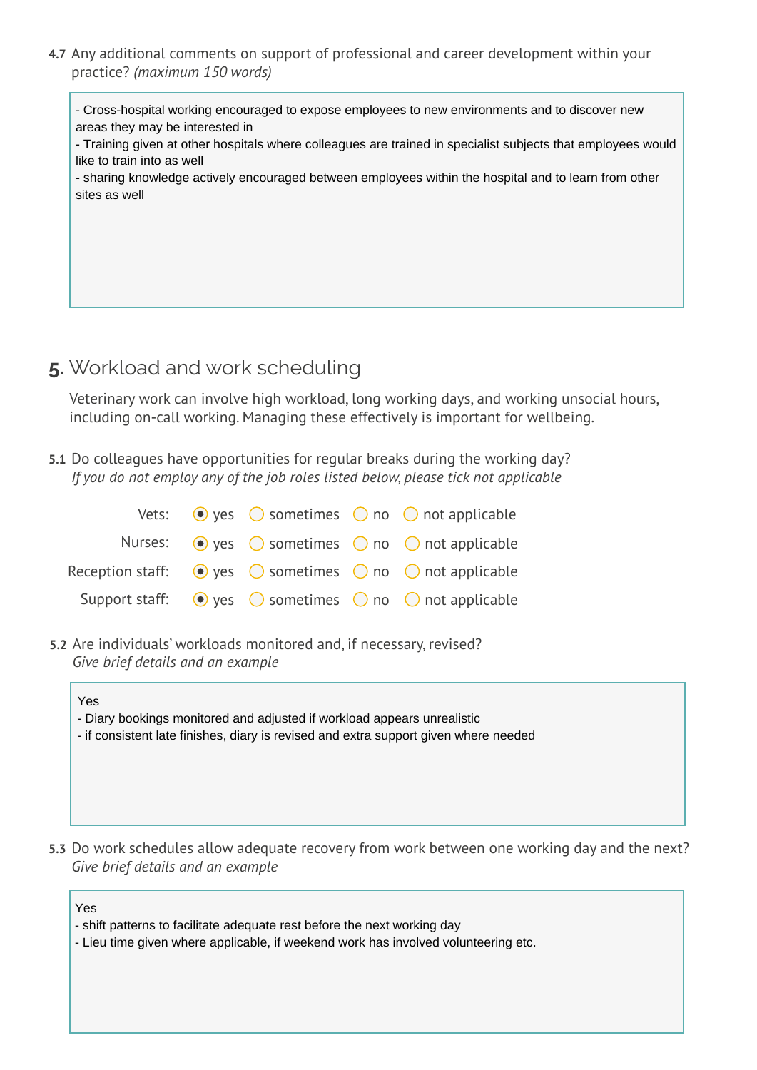**4.7** Any additional comments on support of professional and career development within your practice? *(maximum 150 words)*

> - Cross-hospital working encouraged to expose employees to new environments and to discover new areas they may be interested in
> - Training given at other hospitals where colleagues are trained in specialist subjects that employees would like to train into as well
> - sharing knowledge actively encouraged between employees within the hospital and to learn from other sites as well

## 5. Workload and work scheduling

Veterinary work can involve high workload, long working days, and working unsocial hours, including on-call working. Managing these effectively is important for wellbeing.

**5.1** Do colleagues have opportunities for regular breaks during the working day?
*If you do not employ any of the job roles listed below, please tick not applicable*

| | yes | sometimes | no | not applicable |
|---|---|---|---|---|
| Vets: | ◉ | ○ | ○ | ○ |
| Nurses: | ◉ | ○ | ○ | ○ |
| Reception staff: | ◉ | ○ | ○ | ○ |
| Support staff: | ◉ | ○ | ○ | ○ |

**5.2** Are individuals' workloads monitored and, if necessary, revised?
*Give brief details and an example*

> Yes
> - Diary bookings monitored and adjusted if workload appears unrealistic
> - if consistent late finishes, diary is revised and extra support given where needed

**5.3** Do work schedules allow adequate recovery from work between one working day and the next?
*Give brief details and an example*

> Yes
> - shift patterns to facilitate adequate rest before the next working day
> - Lieu time given where applicable, if weekend work has involved volunteering etc.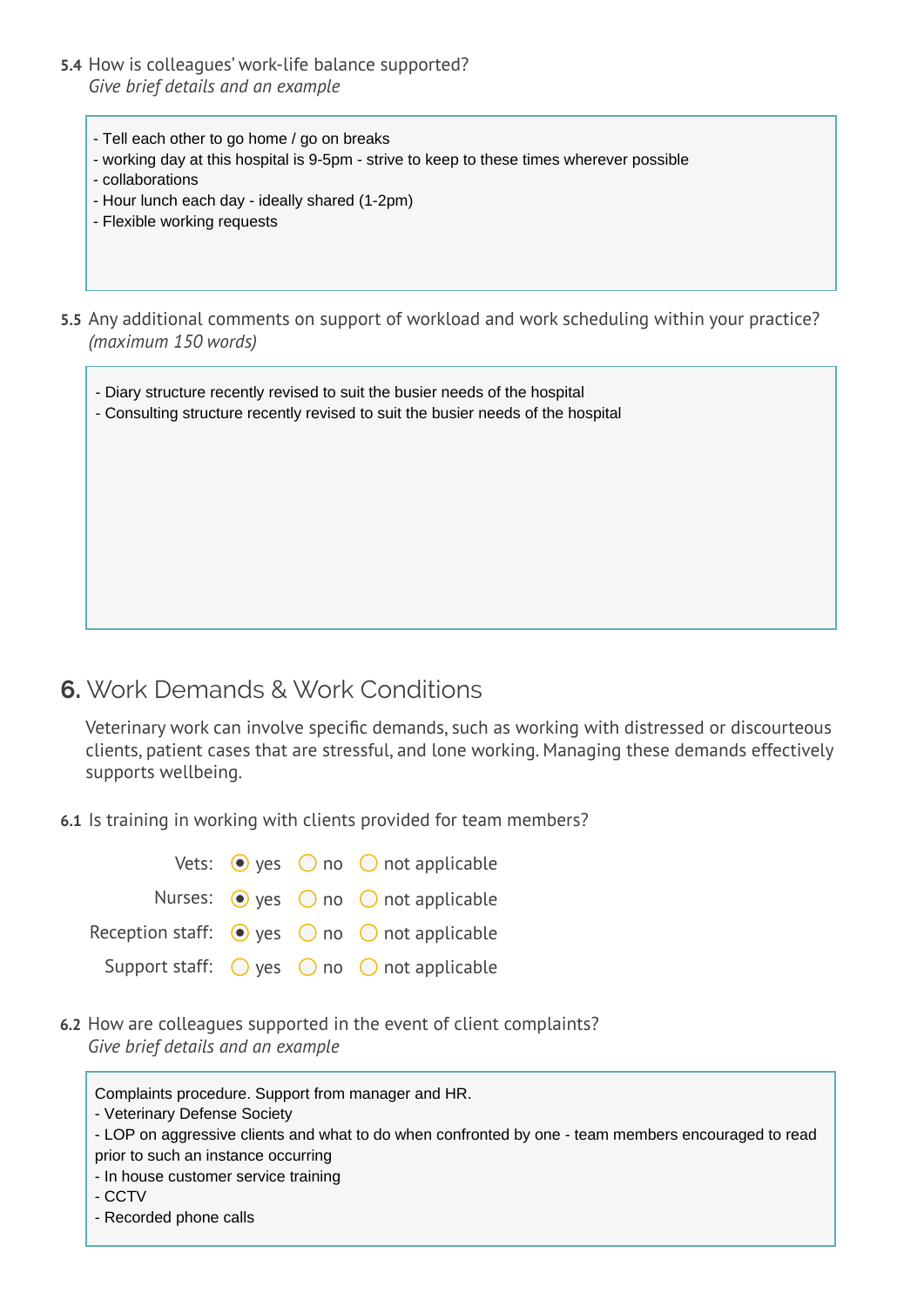**5.4** How is colleagues' work-life balance supported?
*Give brief details and an example*

> - Tell each other to go home / go on breaks
> - working day at this hospital is 9-5pm - strive to keep to these times wherever possible
> - collaborations
> - Hour lunch each day - ideally shared (1-2pm)
> - Flexible working requests

**5.5** Any additional comments on support of workload and work scheduling within your practice?
*(maximum 150 words)*

> - Diary structure recently revised to suit the busier needs of the hospital
> - Consulting structure recently revised to suit the busier needs of the hospital

## 6. Work Demands & Work Conditions

Veterinary work can involve specific demands, such as working with distressed or discourteous clients, patient cases that are stressful, and lone working. Managing these demands effectively supports wellbeing.

**6.1** Is training in working with clients provided for team members?

| | yes | no | not applicable |
|---|---|---|---|
| Vets: | ◉ | ○ | ○ |
| Nurses: | ◉ | ○ | ○ |
| Reception staff: | ◉ | ○ | ○ |
| Support staff: | ○ | ○ | ○ |

**6.2** How are colleagues supported in the event of client complaints?
*Give brief details and an example*

> Complaints procedure. Support from manager and HR.
> - Veterinary Defense Society
> - LOP on aggressive clients and what to do when confronted by one - team members encouraged to read prior to such an instance occurring
> - In house customer service training
> - CCTV
> - Recorded phone calls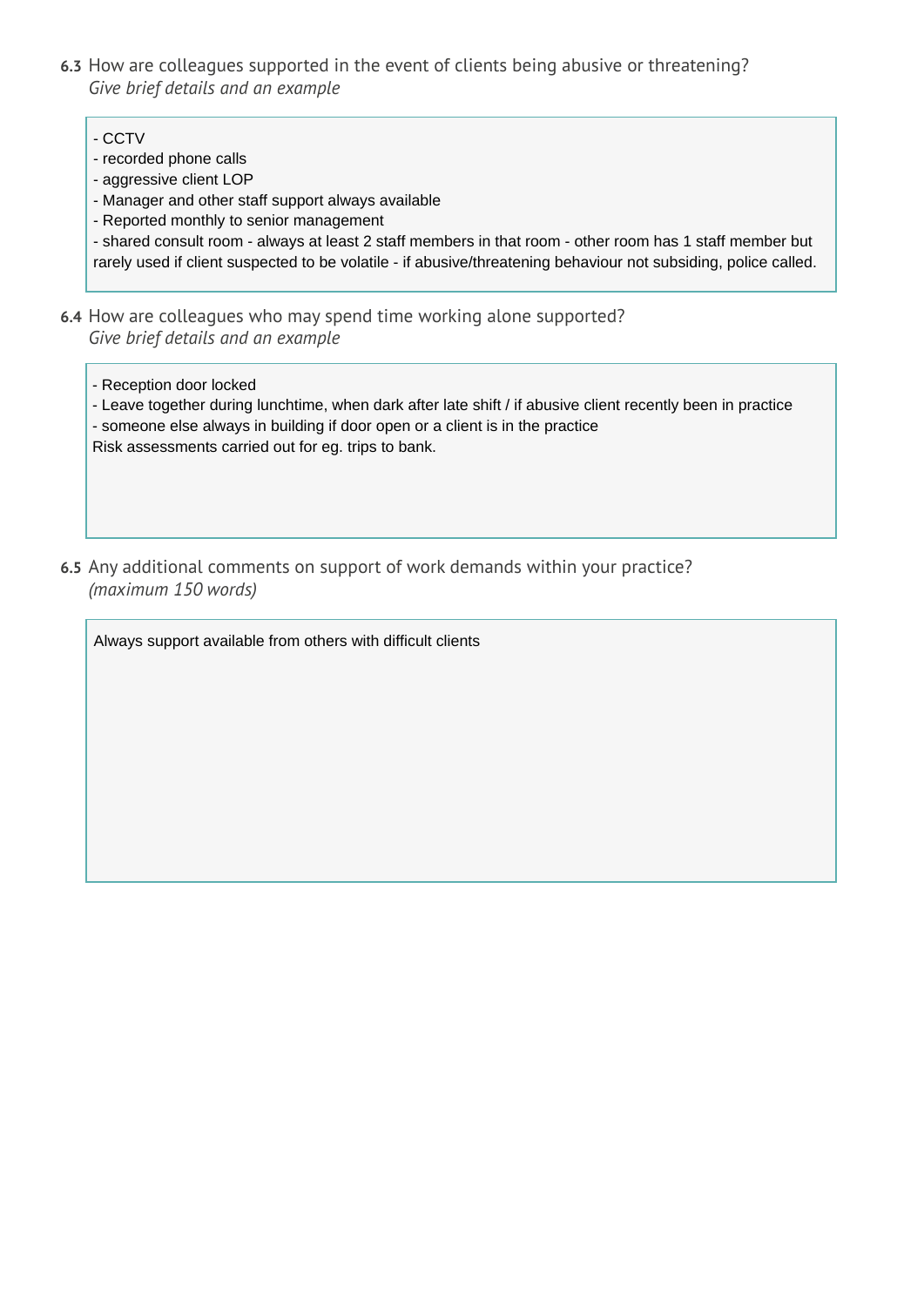**6.3** How are colleagues supported in the event of clients being abusive or threatening?
*Give brief details and an example*

- CCTV
- recorded phone calls
- aggressive client LOP
- Manager and other staff support always available
- Reported monthly to senior management
- shared consult room - always at least 2 staff members in that room - other room has 1 staff member but rarely used if client suspected to be volatile - if abusive/threatening behaviour not subsiding, police called.

**6.4** How are colleagues who may spend time working alone supported?
*Give brief details and an example*

- Reception door locked
- Leave together during lunchtime, when dark after late shift / if abusive client recently been in practice
- someone else always in building if door open or a client is in the practice

Risk assessments carried out for eg. trips to bank.

**6.5** Any additional comments on support of work demands within your practice?
*(maximum 150 words)*

Always support available from others with difficult clients